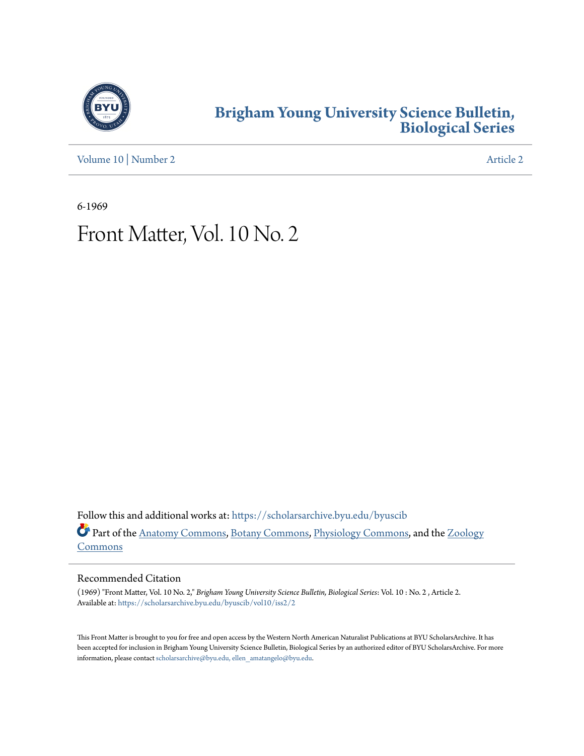# Brigham Young University Science Bulletin, Biological Series

Volume 10 | Number 2 Article 2

6-1969

# Front Matter, Vol. 10 No. 2

Follow this and additional works at: https://scholarsarchive.byu.edu/byuscib

Part of the Anatomy Commons, Botany Commons, Physiology Commons, and the Zoology Commons

## Recommended Citation

(1969) "Front Matter, Vol. 10 No. 2," *Brigham Young University Science Bulletin, Biological Series*: Vol. 10 : No. 2 , Article 2.
Available at: https://scholarsarchive.byu.edu/byuscib/vol10/iss2/2

This Front Matter is brought to you for free and open access by the Western North American Naturalist Publications at BYU ScholarsArchive. It has been accepted for inclusion in Brigham Young University Science Bulletin, Biological Series by an authorized editor of BYU ScholarsArchive. For more information, please contact scholarsarchive@byu.edu, ellen_amatangelo@byu.edu.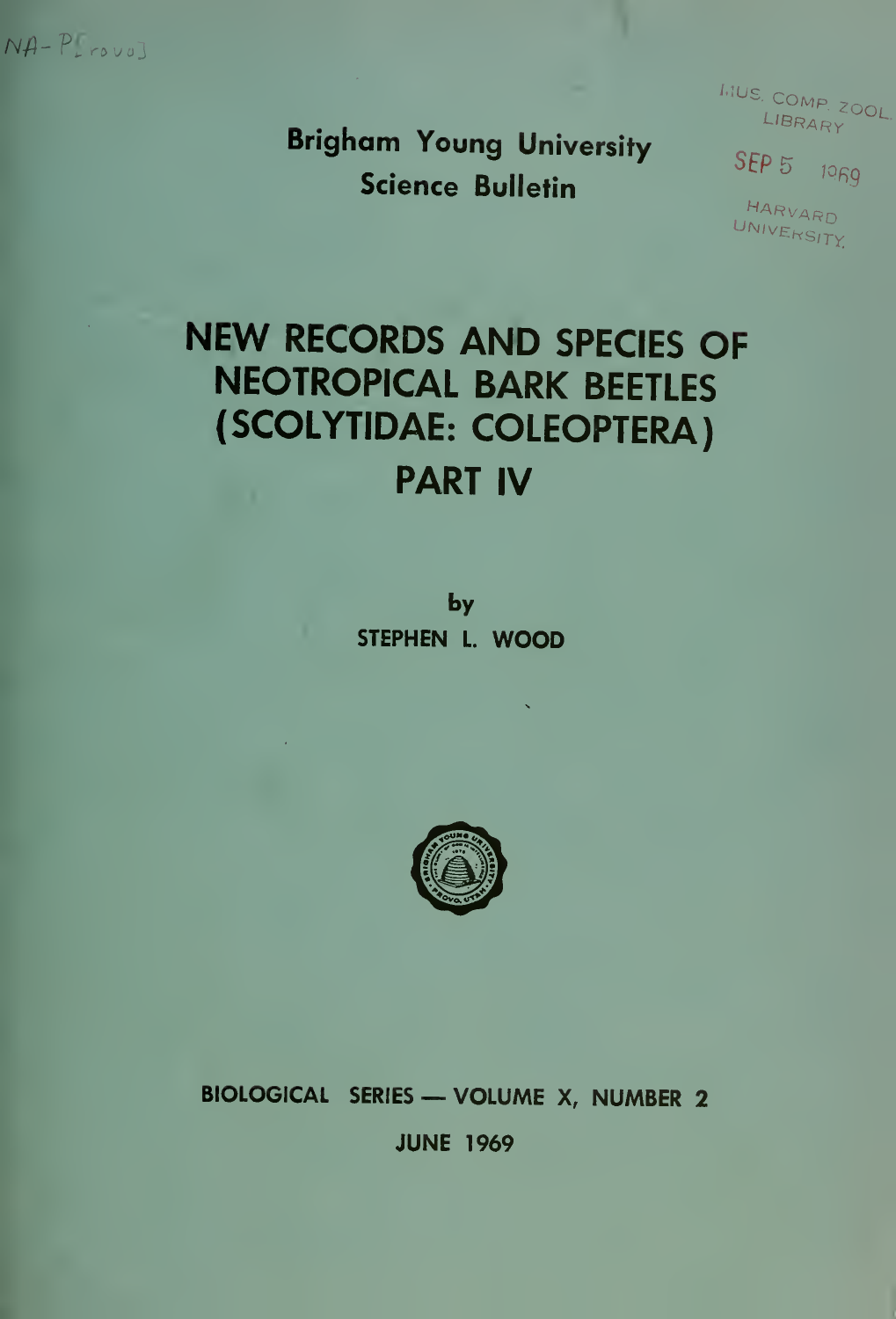NA-P[rovo]

MUS. COMP. ZOOL. LIBRARY

SEP 5 1969

HARVARD UNIVERSITY

**Brigham Young University Science Bulletin**

# NEW RECORDS AND SPECIES OF NEOTROPICAL BARK BEETLES (SCOLYTIDAE: COLEOPTERA) PART IV

by

**STEPHEN L. WOOD**

**BIOLOGICAL SERIES — VOLUME X, NUMBER 2**

**JUNE 1969**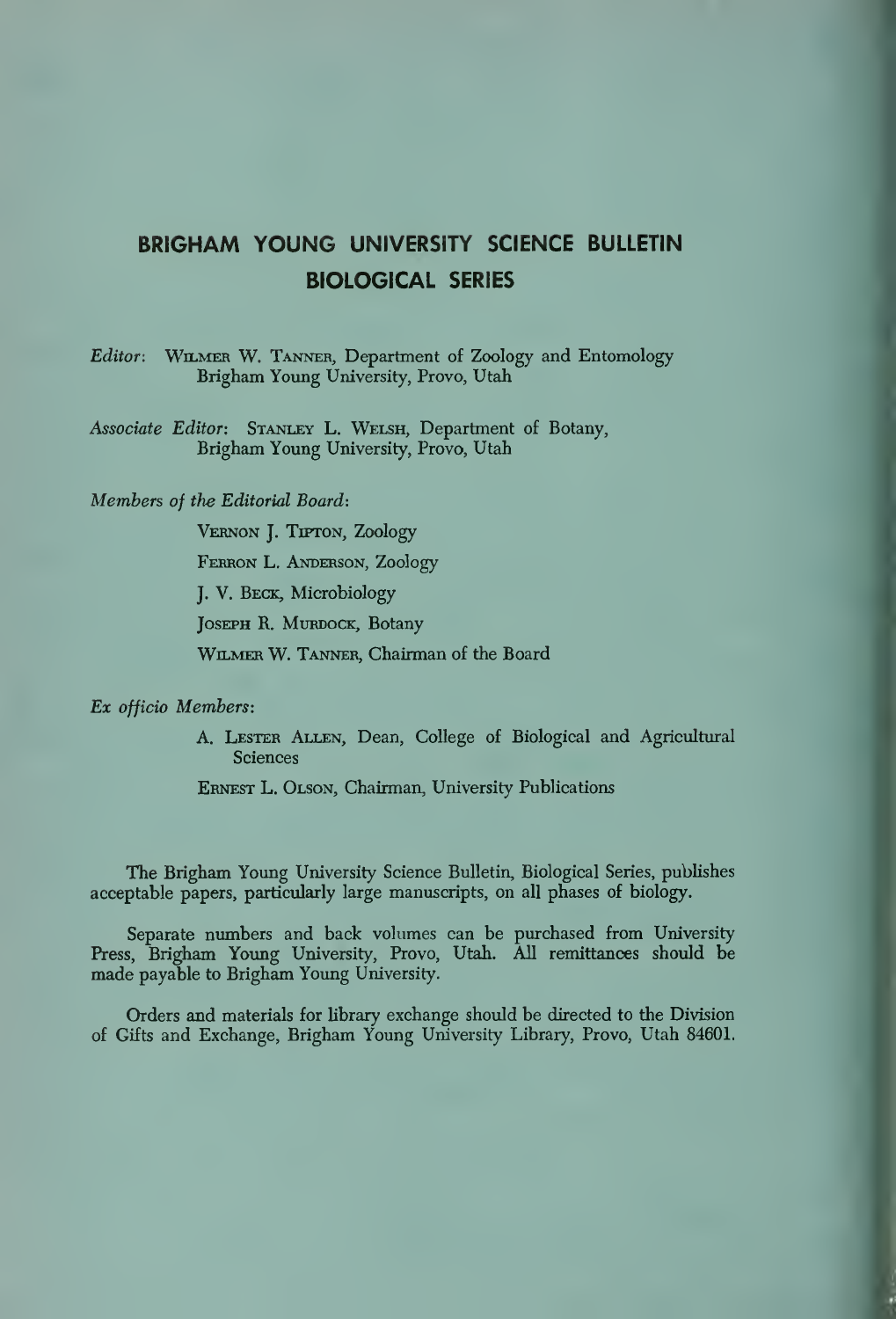# BRIGHAM YOUNG UNIVERSITY SCIENCE BULLETIN
## BIOLOGICAL SERIES

*Editor*: Wilmer W. Tanner, Department of Zoology and Entomology
Brigham Young University, Provo, Utah

*Associate Editor*: Stanley L. Welsh, Department of Botany,
Brigham Young University, Provo, Utah

*Members of the Editorial Board*:

Vernon J. Tipton, Zoology

Ferron L. Anderson, Zoology

J. V. Beck, Microbiology

Joseph R. Murdock, Botany

Wilmer W. Tanner, Chairman of the Board

*Ex officio Members*:

A. Lester Allen, Dean, College of Biological and Agricultural Sciences

Ernest L. Olson, Chairman, University Publications

The Brigham Young University Science Bulletin, Biological Series, publishes acceptable papers, particularly large manuscripts, on all phases of biology.

Separate numbers and back volumes can be purchased from University Press, Brigham Young University, Provo, Utah. All remittances should be made payable to Brigham Young University.

Orders and materials for library exchange should be directed to the Division of Gifts and Exchange, Brigham Young University Library, Provo, Utah 84601.